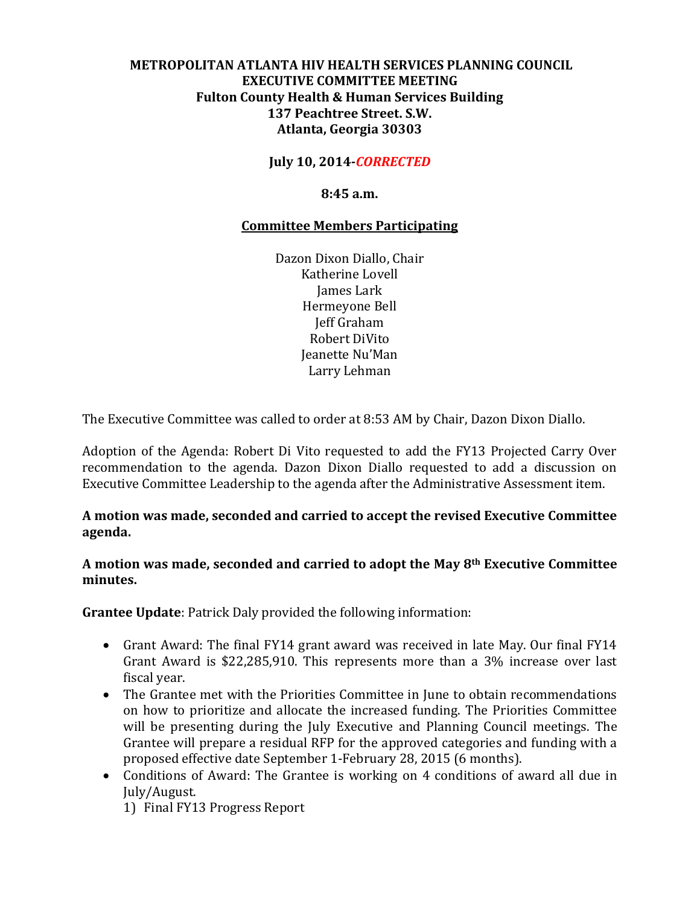**METROPOLITAN ATLANTA HIV HEALTH SERVICES PLANNING COUNCIL**
**EXECUTIVE COMMITTEE MEETING**
**Fulton County Health & Human Services Building**
**137 Peachtree Street. S.W.**
**Atlanta, Georgia 30303**

**July 10, 2014-*CORRECTED***

**8:45 a.m.**

**Committee Members Participating**

Dazon Dixon Diallo, Chair
Katherine Lovell
James Lark
Hermeyone Bell
Jeff Graham
Robert DiVito
Jeanette Nu'Man
Larry Lehman

The Executive Committee was called to order at 8:53 AM by Chair, Dazon Dixon Diallo.

Adoption of the Agenda: Robert Di Vito requested to add the FY13 Projected Carry Over recommendation to the agenda. Dazon Dixon Diallo requested to add a discussion on Executive Committee Leadership to the agenda after the Administrative Assessment item.

**A motion was made, seconded and carried to accept the revised Executive Committee agenda.**

**A motion was made, seconded and carried to adopt the May 8th Executive Committee minutes.**

**Grantee Update**: Patrick Daly provided the following information:

- Grant Award: The final FY14 grant award was received in late May. Our final FY14 Grant Award is $22,285,910. This represents more than a 3% increase over last fiscal year.
- The Grantee met with the Priorities Committee in June to obtain recommendations on how to prioritize and allocate the increased funding. The Priorities Committee will be presenting during the July Executive and Planning Council meetings. The Grantee will prepare a residual RFP for the approved categories and funding with a proposed effective date September 1-February 28, 2015 (6 months).
- Conditions of Award: The Grantee is working on 4 conditions of award all due in July/August.
  1) Final FY13 Progress Report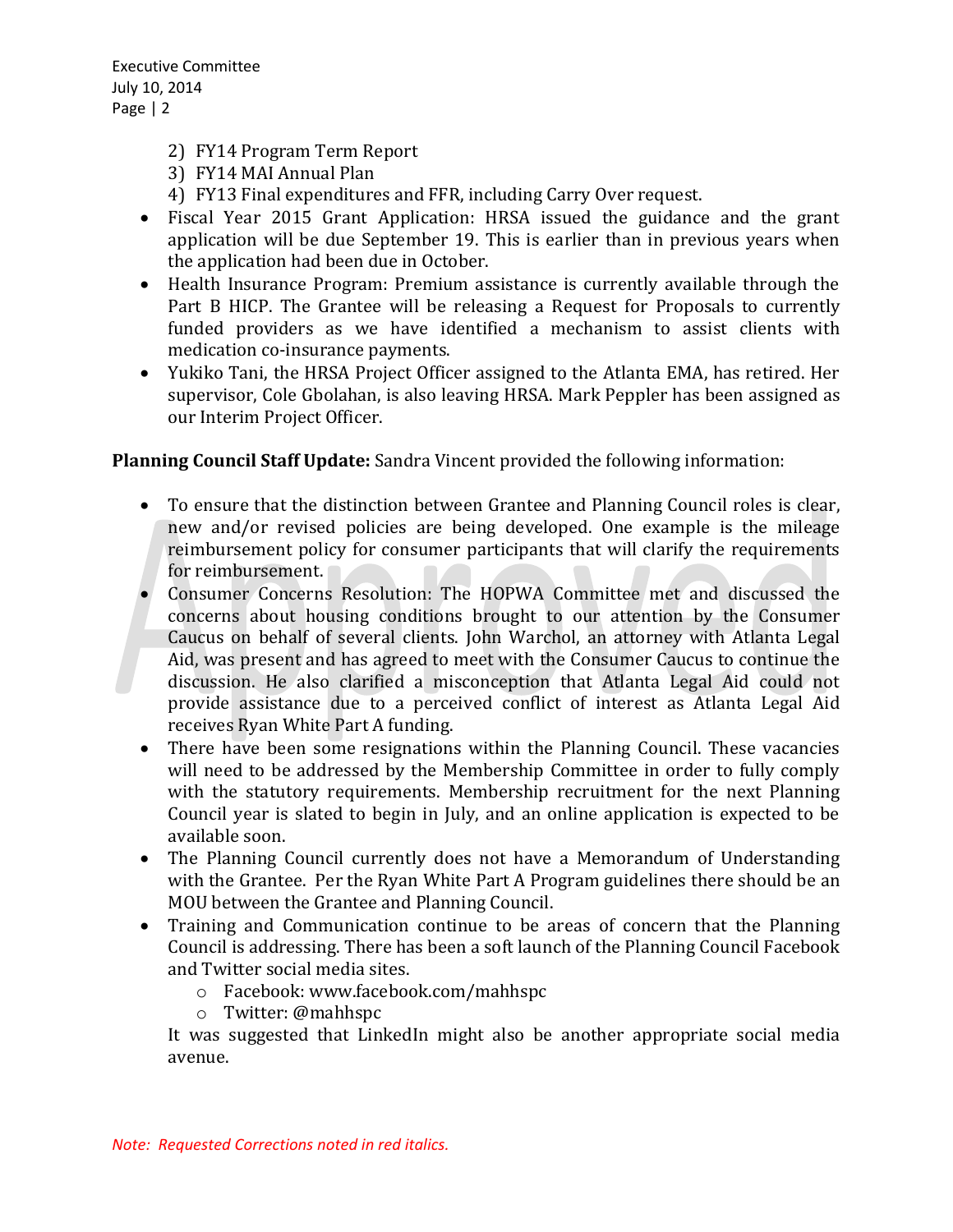2) FY14 Program Term Report
3) FY14 MAI Annual Plan
4) FY13 Final expenditures and FFR, including Carry Over request.

- Fiscal Year 2015 Grant Application: HRSA issued the guidance and the grant application will be due September 19. This is earlier than in previous years when the application had been due in October.
- Health Insurance Program: Premium assistance is currently available through the Part B HICP. The Grantee will be releasing a Request for Proposals to currently funded providers as we have identified a mechanism to assist clients with medication co-insurance payments.
- Yukiko Tani, the HRSA Project Officer assigned to the Atlanta EMA, has retired. Her supervisor, Cole Gbolahan, is also leaving HRSA. Mark Peppler has been assigned as our Interim Project Officer.

**Planning Council Staff Update:** Sandra Vincent provided the following information:

- To ensure that the distinction between Grantee and Planning Council roles is clear, new and/or revised policies are being developed. One example is the mileage reimbursement policy for consumer participants that will clarify the requirements for reimbursement.
- Consumer Concerns Resolution: The HOPWA Committee met and discussed the concerns about housing conditions brought to our attention by the Consumer Caucus on behalf of several clients. John Warchol, an attorney with Atlanta Legal Aid, was present and has agreed to meet with the Consumer Caucus to continue the discussion. He also clarified a misconception that Atlanta Legal Aid could not provide assistance due to a perceived conflict of interest as Atlanta Legal Aid receives Ryan White Part A funding.
- There have been some resignations within the Planning Council. These vacancies will need to be addressed by the Membership Committee in order to fully comply with the statutory requirements. Membership recruitment for the next Planning Council year is slated to begin in July, and an online application is expected to be available soon.
- The Planning Council currently does not have a Memorandum of Understanding with the Grantee. Per the Ryan White Part A Program guidelines there should be an MOU between the Grantee and Planning Council.
- Training and Communication continue to be areas of concern that the Planning Council is addressing. There has been a soft launch of the Planning Council Facebook and Twitter social media sites.
  - Facebook: www.facebook.com/mahhspc
  - Twitter: @mahhspc

  It was suggested that LinkedIn might also be another appropriate social media avenue.

*Note: Requested Corrections noted in red italics.*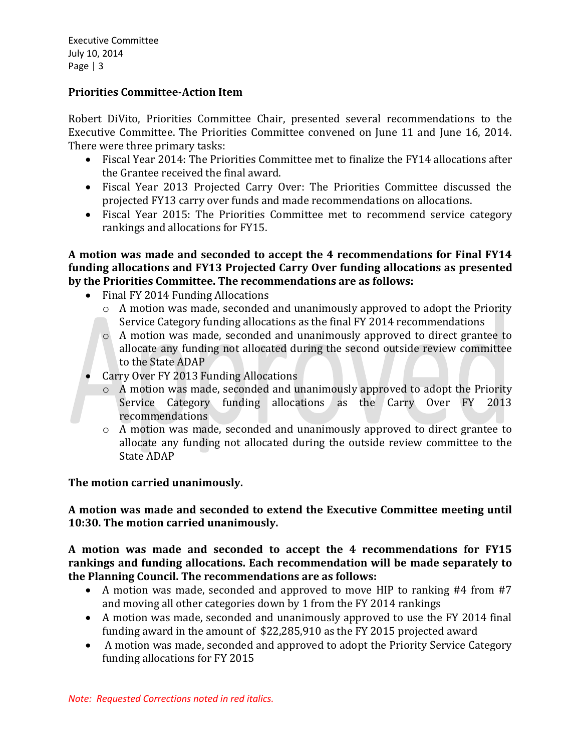### Priorities Committee-Action Item

Robert DiVito, Priorities Committee Chair, presented several recommendations to the Executive Committee. The Priorities Committee convened on June 11 and June 16, 2014. There were three primary tasks:

- Fiscal Year 2014: The Priorities Committee met to finalize the FY14 allocations after the Grantee received the final award.
- Fiscal Year 2013 Projected Carry Over: The Priorities Committee discussed the projected FY13 carry over funds and made recommendations on allocations.
- Fiscal Year 2015: The Priorities Committee met to recommend service category rankings and allocations for FY15.

**A motion was made and seconded to accept the 4 recommendations for Final FY14 funding allocations and FY13 Projected Carry Over funding allocations as presented by the Priorities Committee. The recommendations are as follows:**

- Final FY 2014 Funding Allocations
  - A motion was made, seconded and unanimously approved to adopt the Priority Service Category funding allocations as the final FY 2014 recommendations
  - A motion was made, seconded and unanimously approved to direct grantee to allocate any funding not allocated during the second outside review committee to the State ADAP
- Carry Over FY 2013 Funding Allocations
  - A motion was made, seconded and unanimously approved to adopt the Priority Service Category funding allocations as the Carry Over FY 2013 recommendations
  - A motion was made, seconded and unanimously approved to direct grantee to allocate any funding not allocated during the outside review committee to the State ADAP

**The motion carried unanimously.**

**A motion was made and seconded to extend the Executive Committee meeting until 10:30. The motion carried unanimously.**

**A motion was made and seconded to accept the 4 recommendations for FY15 rankings and funding allocations. Each recommendation will be made separately to the Planning Council. The recommendations are as follows:**

- A motion was made, seconded and approved to move HIP to ranking #4 from #7 and moving all other categories down by 1 from the FY 2014 rankings
- A motion was made, seconded and unanimously approved to use the FY 2014 final funding award in the amount of $22,285,910 as the FY 2015 projected award
- A motion was made, seconded and approved to adopt the Priority Service Category funding allocations for FY 2015

*Note: Requested Corrections noted in red italics.*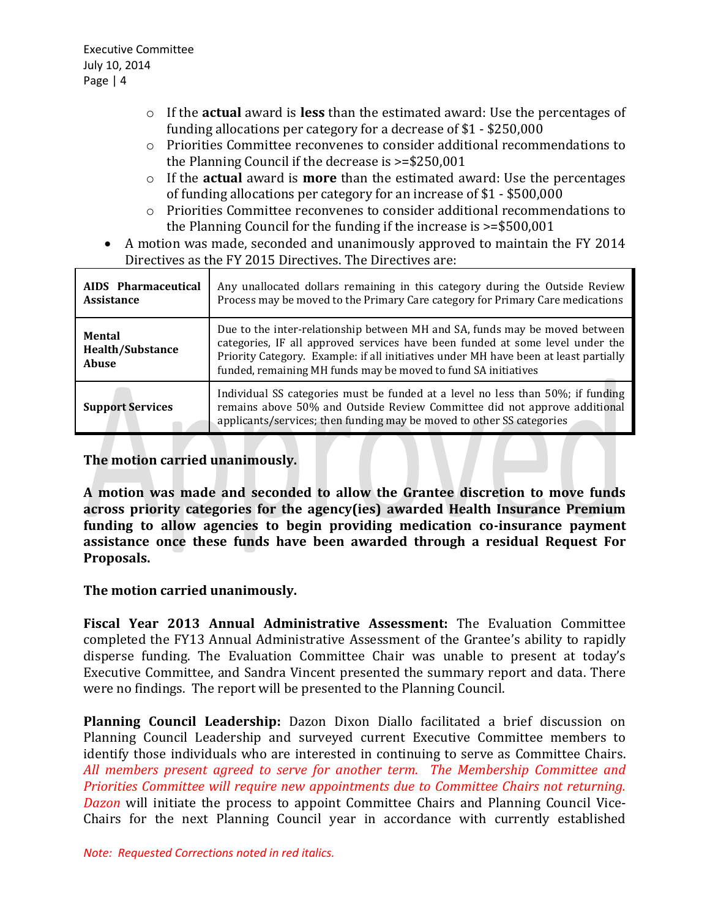- If the **actual** award is **less** than the estimated award: Use the percentages of funding allocations per category for a decrease of $1 - $250,000
  - Priorities Committee reconvenes to consider additional recommendations to the Planning Council if the decrease is >=$250,001
  - If the **actual** award is **more** than the estimated award: Use the percentages of funding allocations per category for an increase of $1 - $500,000
  - Priorities Committee reconvenes to consider additional recommendations to the Planning Council for the funding if the increase is >=$500,001

- A motion was made, seconded and unanimously approved to maintain the FY 2014 Directives as the FY 2015 Directives. The Directives are:

| | |
|---|---|
| **AIDS Pharmaceutical Assistance** | Any unallocated dollars remaining in this category during the Outside Review Process may be moved to the Primary Care category for Primary Care medications |
| **Mental Health/Substance Abuse** | Due to the inter-relationship between MH and SA, funds may be moved between categories, IF all approved services have been funded at some level under the Priority Category. Example: if all initiatives under MH have been at least partially funded, remaining MH funds may be moved to fund SA initiatives |
| **Support Services** | Individual SS categories must be funded at a level no less than 50%; if funding remains above 50% and Outside Review Committee did not approve additional applicants/services; then funding may be moved to other SS categories |

**The motion carried unanimously.**

**A motion was made and seconded to allow the Grantee discretion to move funds across priority categories for the agency(ies) awarded Health Insurance Premium funding to allow agencies to begin providing medication co-insurance payment assistance once these funds have been awarded through a residual Request For Proposals.**

**The motion carried unanimously.**

**Fiscal Year 2013 Annual Administrative Assessment:** The Evaluation Committee completed the FY13 Annual Administrative Assessment of the Grantee's ability to rapidly disperse funding. The Evaluation Committee Chair was unable to present at today's Executive Committee, and Sandra Vincent presented the summary report and data. There were no findings. The report will be presented to the Planning Council.

**Planning Council Leadership:** Dazon Dixon Diallo facilitated a brief discussion on Planning Council Leadership and surveyed current Executive Committee members to identify those individuals who are interested in continuing to serve as Committee Chairs. *All members present agreed to serve for another term. The Membership Committee and Priorities Committee will require new appointments due to Committee Chairs not returning. Dazon* will initiate the process to appoint Committee Chairs and Planning Council Vice-Chairs for the next Planning Council year in accordance with currently established

*Note: Requested Corrections noted in red italics.*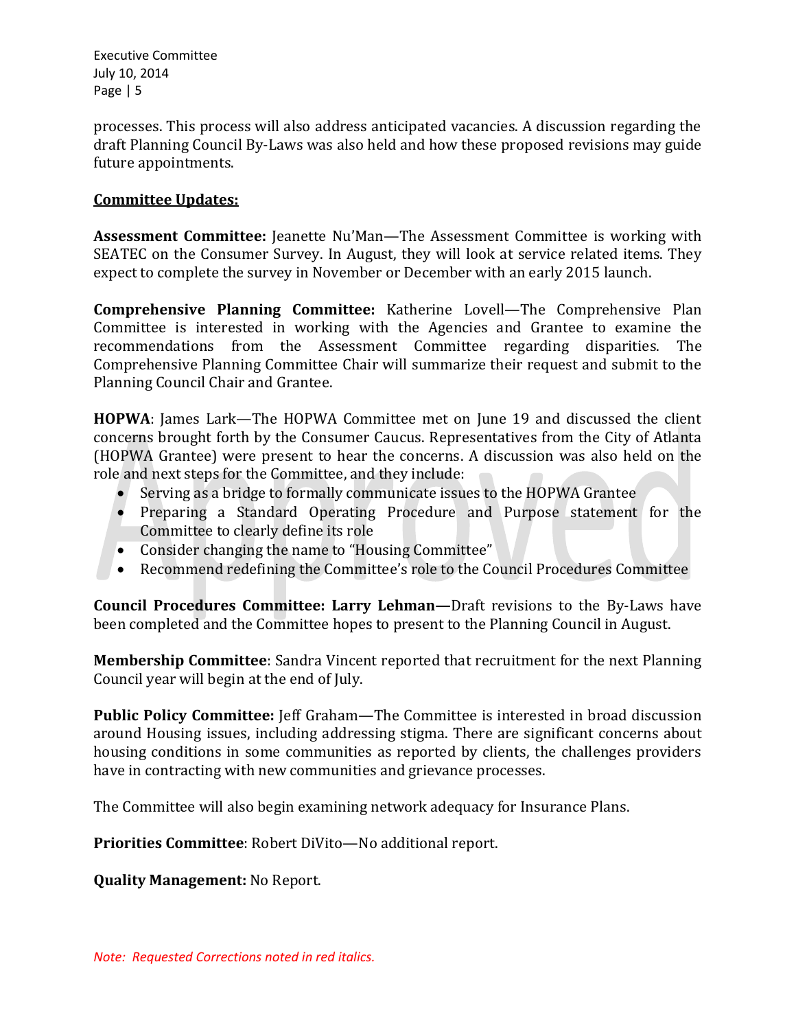processes. This process will also address anticipated vacancies. A discussion regarding the draft Planning Council By-Laws was also held and how these proposed revisions may guide future appointments.

**Committee Updates:**

**Assessment Committee:** Jeanette Nu'Man—The Assessment Committee is working with SEATEC on the Consumer Survey. In August, they will look at service related items. They expect to complete the survey in November or December with an early 2015 launch.

**Comprehensive Planning Committee:** Katherine Lovell—The Comprehensive Plan Committee is interested in working with the Agencies and Grantee to examine the recommendations from the Assessment Committee regarding disparities. The Comprehensive Planning Committee Chair will summarize their request and submit to the Planning Council Chair and Grantee.

**HOPWA**: James Lark—The HOPWA Committee met on June 19 and discussed the client concerns brought forth by the Consumer Caucus. Representatives from the City of Atlanta (HOPWA Grantee) were present to hear the concerns. A discussion was also held on the role and next steps for the Committee, and they include:

- Serving as a bridge to formally communicate issues to the HOPWA Grantee
- Preparing a Standard Operating Procedure and Purpose statement for the Committee to clearly define its role
- Consider changing the name to "Housing Committee"
- Recommend redefining the Committee's role to the Council Procedures Committee

**Council Procedures Committee: Larry Lehman—**Draft revisions to the By-Laws have been completed and the Committee hopes to present to the Planning Council in August.

**Membership Committee**: Sandra Vincent reported that recruitment for the next Planning Council year will begin at the end of July.

**Public Policy Committee:** Jeff Graham—The Committee is interested in broad discussion around Housing issues, including addressing stigma. There are significant concerns about housing conditions in some communities as reported by clients, the challenges providers have in contracting with new communities and grievance processes.

The Committee will also begin examining network adequacy for Insurance Plans.

**Priorities Committee**: Robert DiVito—No additional report.

**Quality Management:** No Report.

*Note: Requested Corrections noted in red italics.*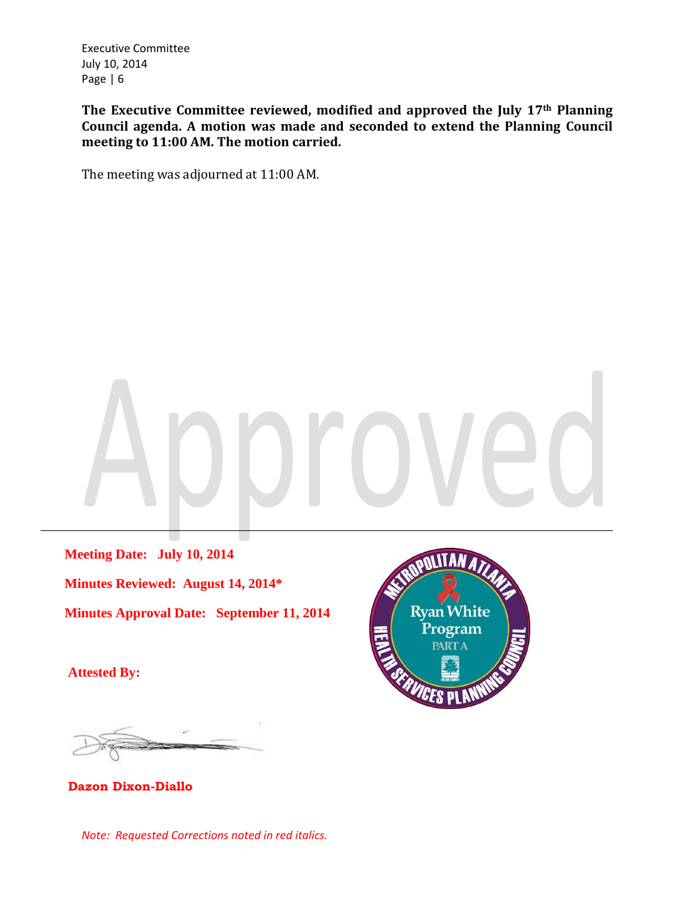**The Executive Committee reviewed, modified and approved the July 17th Planning Council agenda. A motion was made and seconded to extend the Planning Council meeting to 11:00 AM. The motion carried.**

The meeting was adjourned at 11:00 AM.

Approved

---

**Meeting Date: July 10, 2014**

**Minutes Reviewed: August 14, 2014***

**Minutes Approval Date: September 11, 2014**

**Attested By:**

**Dazon Dixon-Diallo**

*Note: Requested Corrections noted in red italics.*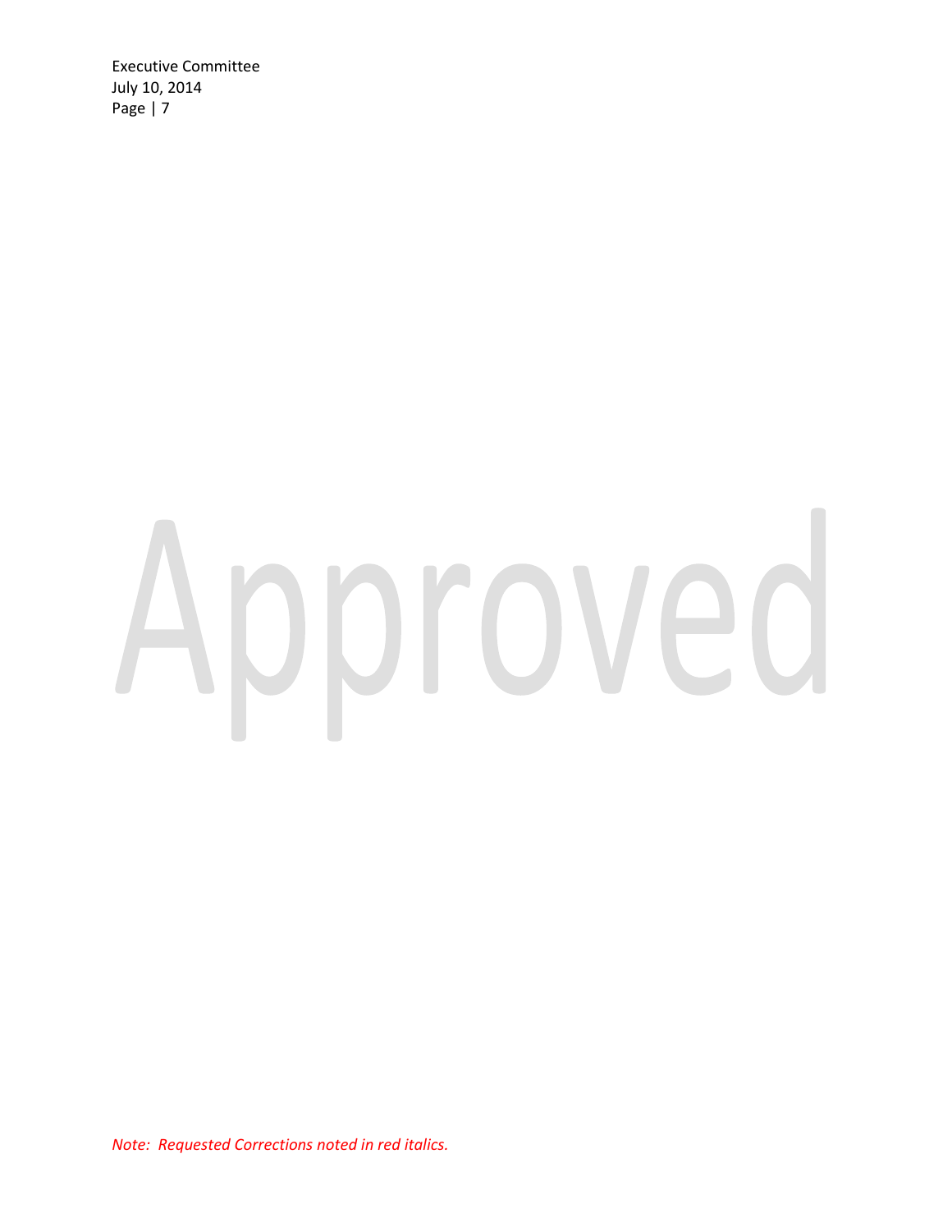Approved

*Note: Requested Corrections noted in red italics.*